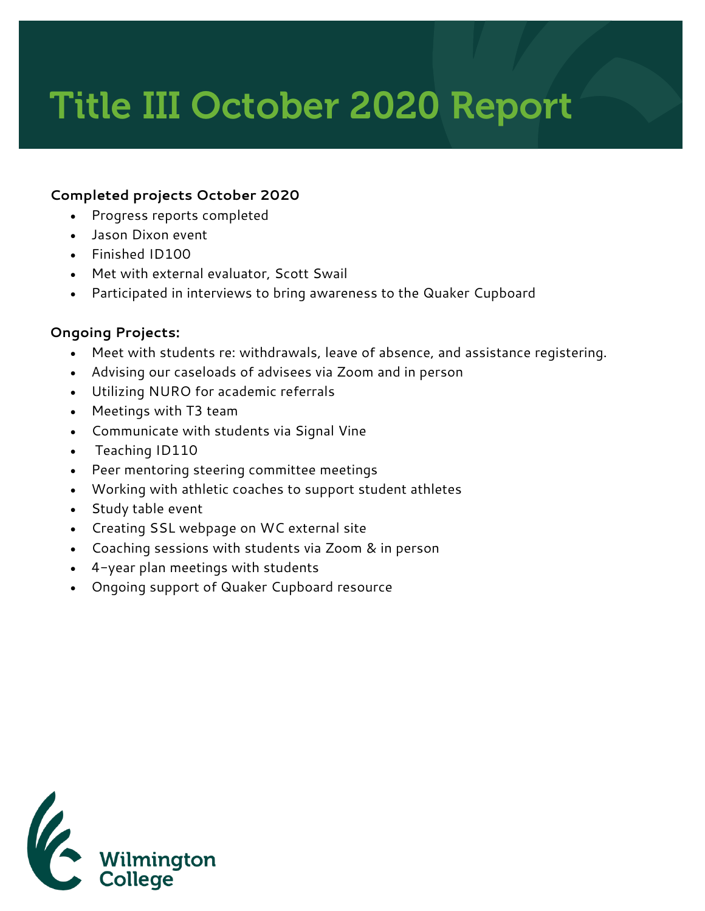# Title III October 2020 Report

**Completed projects October 2020**

- Progress reports completed
- Jason Dixon event
- Finished ID100
- Met with external evaluator, Scott Swail
- Participated in interviews to bring awareness to the Quaker Cupboard

**Ongoing Projects:**

- Meet with students re: withdrawals, leave of absence, and assistance registering.
- Advising our caseloads of advisees via Zoom and in person
- Utilizing NURO for academic referrals
- Meetings with T3 team
- Communicate with students via Signal Vine
- Teaching ID110
- Peer mentoring steering committee meetings
- Working with athletic coaches to support student athletes
- Study table event
- Creating SSL webpage on WC external site
- Coaching sessions with students via Zoom & in person
- 4-year plan meetings with students
- Ongoing support of Quaker Cupboard resource

Wilmington College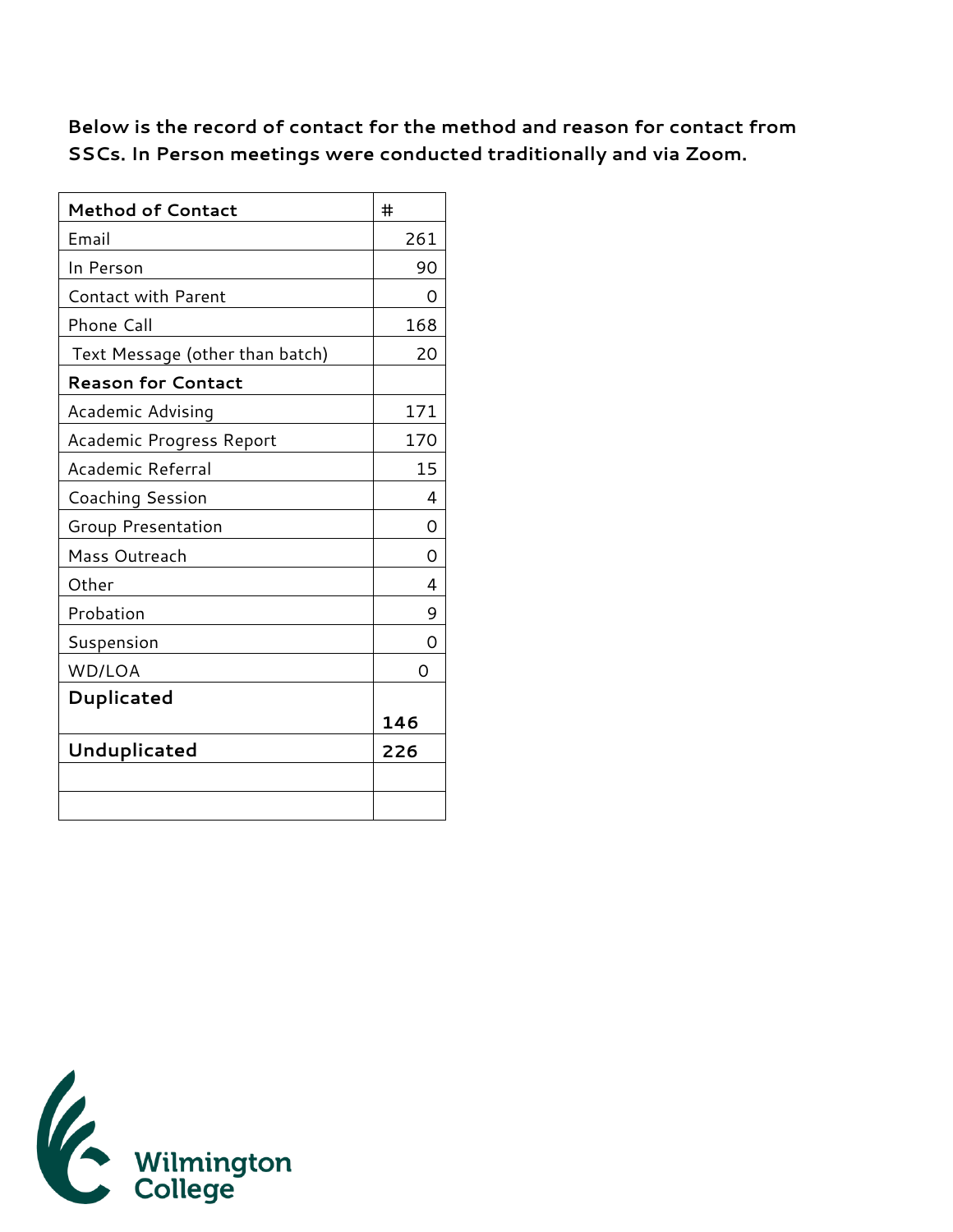**Below is the record of contact for the method and reason for contact from SSCs. In Person meetings were conducted traditionally and via Zoom.**

| **Method of Contact** | # |
|---|---|
| Email | 261 |
| In Person | 90 |
| Contact with Parent | 0 |
| Phone Call | 168 |
| Text Message (other than batch) | 20 |
| **Reason for Contact** | |
| Academic Advising | 171 |
| Academic Progress Report | 170 |
| Academic Referral | 15 |
| Coaching Session | 4 |
| Group Presentation | 0 |
| Mass Outreach | 0 |
| Other | 4 |
| Probation | 9 |
| Suspension | 0 |
| WD/LOA | 0 |
| **Duplicated** | **146** |
| **Unduplicated** | **226** |
| | |
| | |

Wilmington College